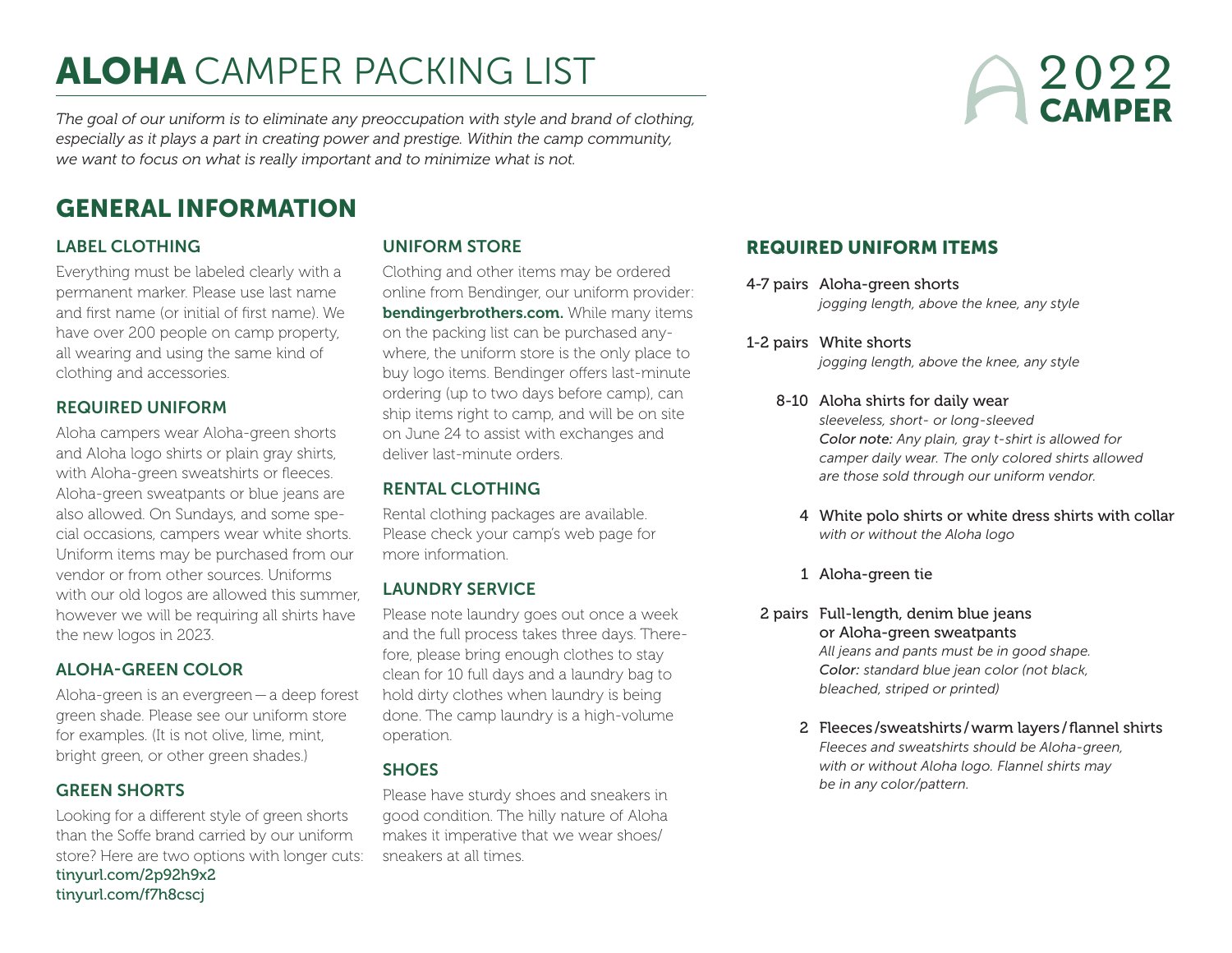# **ALOHA** CAMPER PACKING LIST

**2022 CAMPER**

*The goal of our uniform is to eliminate any preoccupation with style and brand of clothing, especially as it plays a part in creating power and prestige. Within the camp community, we want to focus on what is really important and to minimize what is not.*

## GENERAL INFORMATION

### LABEL CLOTHING

Everything must be labeled clearly with a permanent marker. Please use last name and first name (or initial of first name). We have over 200 people on camp property, all wearing and using the same kind of clothing and accessories.

### REQUIRED UNIFORM

Aloha campers wear Aloha-green shorts and Aloha logo shirts or plain gray shirts, with Aloha-green sweatshirts or fleeces. Aloha-green sweatpants or blue jeans are also allowed. On Sundays, and some special occasions, campers wear white shorts. Uniform items may be purchased from our vendor or from other sources. Uniforms with our old logos are allowed this summer, however we will be requiring all shirts have the new logos in 2023.

### ALOHA-GREEN COLOR

Aloha-green is an evergreen—a deep forest green shade. Please see our uniform store for examples. (It is not olive, lime, mint, bright green, or other green shades.)

### GREEN SHORTS

Looking for a different style of green shorts than the Soffe brand carried by our uniform store? Here are two options with longer cuts:
tinyurl.com/2p92h9x2
tinyurl.com/f7h8cscj

### UNIFORM STORE

Clothing and other items may be ordered online from Bendinger, our uniform provider: **bendingerbrothers.com.** While many items on the packing list can be purchased anywhere, the uniform store is the only place to buy logo items. Bendinger offers last-minute ordering (up to two days before camp), can ship items right to camp, and will be on site on June 24 to assist with exchanges and deliver last-minute orders.

### RENTAL CLOTHING

Rental clothing packages are available. Please check your camp's web page for more information.

### LAUNDRY SERVICE

Please note laundry goes out once a week and the full process takes three days. Therefore, please bring enough clothes to stay clean for 10 full days and a laundry bag to hold dirty clothes when laundry is being done. The camp laundry is a high-volume operation.

### SHOES

Please have sturdy shoes and sneakers in good condition. The hilly nature of Aloha makes it imperative that we wear shoes/sneakers at all times.

### REQUIRED UNIFORM ITEMS

- **4-7 pairs** Aloha-green shorts
  *jogging length, above the knee, any style*
- **1-2 pairs** White shorts
  *jogging length, above the knee, any style*
- **8-10** Aloha shirts for daily wear
  *sleeveless, short- or long-sleeved*
  *Color note: Any plain, gray t-shirt is allowed for camper daily wear. The only colored shirts allowed are those sold through our uniform vendor.*
- **4** White polo shirts or white dress shirts with collar
  *with or without the Aloha logo*
- **1** Aloha-green tie
- **2 pairs** Full-length, denim blue jeans or Aloha-green sweatpants
  *All jeans and pants must be in good shape.*
  *Color: standard blue jean color (not black, bleached, striped or printed)*
- **2** Fleeces/sweatshirts/warm layers/flannel shirts
  *Fleeces and sweatshirts should be Aloha-green, with or without Aloha logo. Flannel shirts may be in any color/pattern.*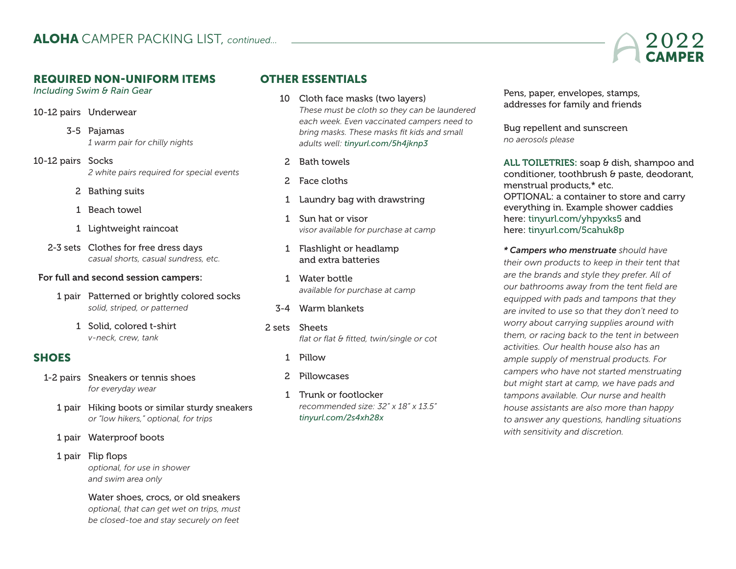## **ALOHA** CAMPER PACKING LIST, *continued...*

2022 **CAMPER**

### REQUIRED NON-UNIFORM ITEMS

*Including Swim & Rain Gear*

- 10-12 pairs — Underwear
- 3-5 — Pajamas
  *1 warm pair for chilly nights*
- 10-12 pairs — Socks
  *2 white pairs required for special events*
- 2 — Bathing suits
- 1 — Beach towel
- 1 — Lightweight raincoat
- 2-3 sets — Clothes for free dress days
  *casual shorts, casual sundress, etc.*

**For full and second session campers:**

- 1 pair — Patterned or brightly colored socks
  *solid, striped, or patterned*
- 1 — Solid, colored t-shirt
  *v-neck, crew, tank*

### SHOES

- 1-2 pairs — Sneakers or tennis shoes
  *for everyday wear*
- 1 pair — Hiking boots or similar sturdy sneakers
  *or "low hikers," optional, for trips*
- 1 pair — Waterproof boots
- 1 pair — Flip flops
  *optional, for use in shower and swim area only*
- Water shoes, crocs, or old sneakers
  *optional, that can get wet on trips, must be closed-toe and stay securely on feet*

### OTHER ESSENTIALS

- 10 — Cloth face masks (two layers)
  *These must be cloth so they can be laundered each week. Even vaccinated campers need to bring masks. These masks fit kids and small adults well: tinyurl.com/5h4jknp3*
- 2 — Bath towels
- 2 — Face cloths
- 1 — Laundry bag with drawstring
- 1 — Sun hat or visor
  *visor available for purchase at camp*
- 1 — Flashlight or headlamp and extra batteries
- 1 — Water bottle
  *available for purchase at camp*
- 3-4 — Warm blankets
- 2 sets — Sheets
  *flat or flat & fitted, twin/single or cot*
- 1 — Pillow
- 2 — Pillowcases
- 1 — Trunk or footlocker
  *recommended size: 32" x 18" x 13.5"*
  *tinyurl.com/2s4xh28x*

Pens, paper, envelopes, stamps, addresses for family and friends

Bug repellent and sunscreen
*no aerosols please*

**ALL TOILETRIES:** soap & dish, shampoo and conditioner, toothbrush & paste, deodorant, menstrual products,* etc.
OPTIONAL: a container to store and carry everything in. Example shower caddies here: tinyurl.com/yhpyxks5 and here: tinyurl.com/5cahuk8p

***\* Campers who menstruate** should have their own products to keep in their tent that are the brands and style they prefer. All of our bathrooms away from the tent field are equipped with pads and tampons that they are invited to use so that they don't need to worry about carrying supplies around with them, or racing back to the tent in between activities. Our health house also has an ample supply of menstrual products. For campers who have not started menstruating but might start at camp, we have pads and tampons available. Our nurse and health house assistants are also more than happy to answer any questions, handling situations with sensitivity and discretion.*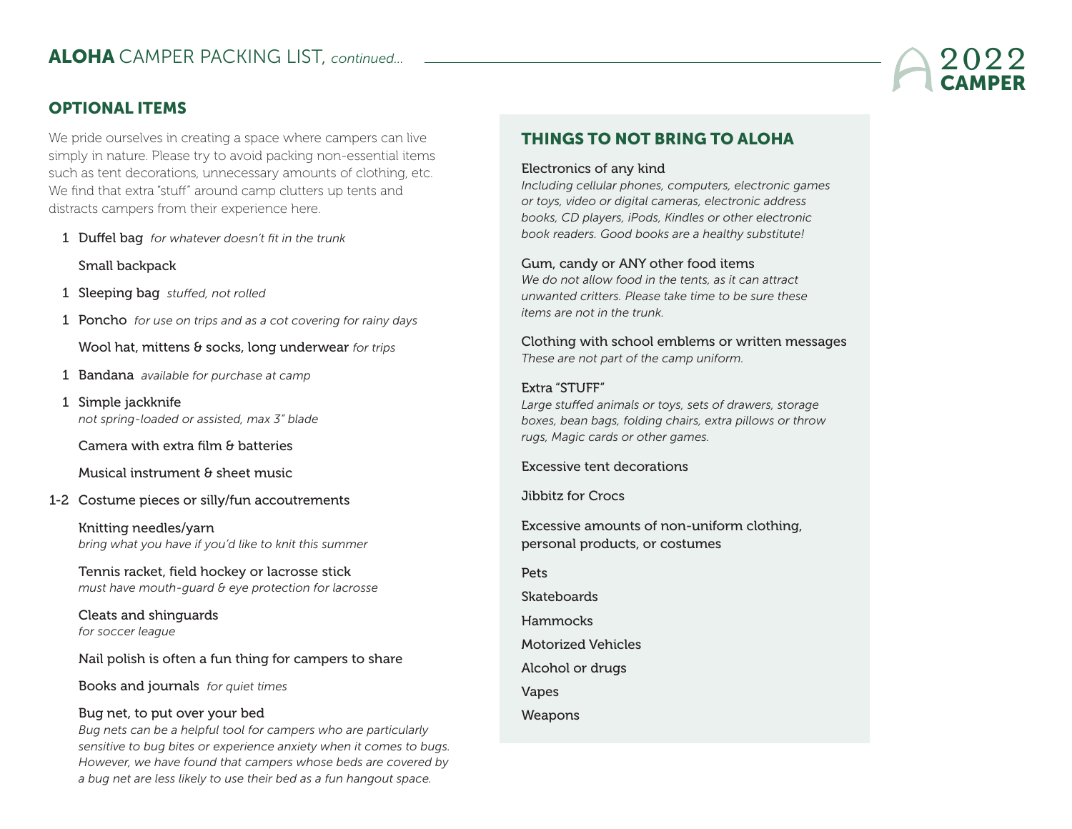## ALOHA CAMPER PACKING LIST, *continued...*

### OPTIONAL ITEMS

We pride ourselves in creating a space where campers can live simply in nature. Please try to avoid packing non-essential items such as tent decorations, unnecessary amounts of clothing, etc. We find that extra "stuff" around camp clutters up tents and distracts campers from their experience here.

- 1 Duffel bag *for whatever doesn't fit in the trunk*
- Small backpack
- 1 Sleeping bag *stuffed, not rolled*
- 1 Poncho *for use on trips and as a cot covering for rainy days*
- Wool hat, mittens & socks, long underwear *for trips*
- 1 Bandana *available for purchase at camp*
- 1 Simple jackknife
  *not spring-loaded or assisted, max 3" blade*
- Camera with extra film & batteries
- Musical instrument & sheet music
- 1-2 Costume pieces or silly/fun accoutrements
- Knitting needles/yarn
  *bring what you have if you'd like to knit this summer*
- Tennis racket, field hockey or lacrosse stick
  *must have mouth-guard & eye protection for lacrosse*
- Cleats and shinguards
  *for soccer league*
- Nail polish is often a fun thing for campers to share
- Books and journals *for quiet times*
- Bug net, to put over your bed
  *Bug nets can be a helpful tool for campers who are particularly sensitive to bug bites or experience anxiety when it comes to bugs. However, we have found that campers whose beds are covered by a bug net are less likely to use their bed as a fun hangout space.*

### THINGS TO NOT BRING TO ALOHA

Electronics of any kind
*Including cellular phones, computers, electronic games or toys, video or digital cameras, electronic address books, CD players, iPods, Kindles or other electronic book readers. Good books are a healthy substitute!*

Gum, candy or ANY other food items
*We do not allow food in the tents, as it can attract unwanted critters. Please take time to be sure these items are not in the trunk.*

Clothing with school emblems or written messages
*These are not part of the camp uniform.*

Extra "STUFF"
*Large stuffed animals or toys, sets of drawers, storage boxes, bean bags, folding chairs, extra pillows or throw rugs, Magic cards or other games.*

Excessive tent decorations

Jibbitz for Crocs

Excessive amounts of non-uniform clothing, personal products, or costumes

Pets

Skateboards

Hammocks

Motorized Vehicles

Alcohol or drugs

Vapes

Weapons